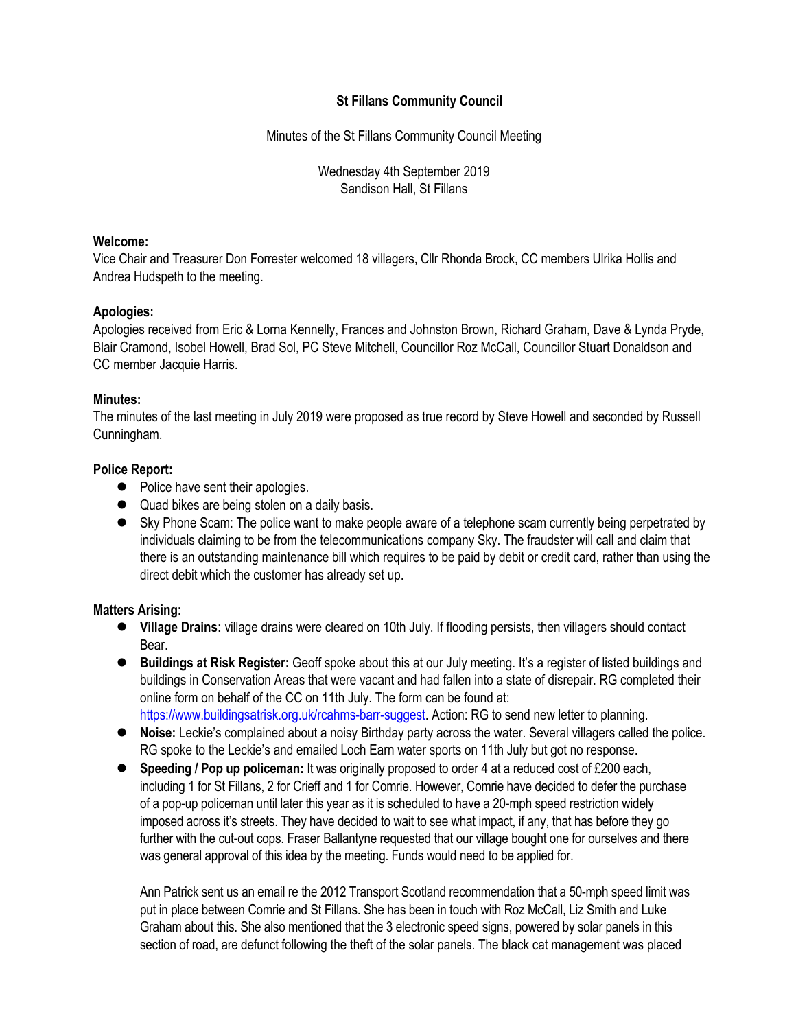# St Fillans Community Council

Minutes of the St Fillans Community Council Meeting

Wednesday 4th September 2019
Sandison Hall, St Fillans

**Welcome:**
Vice Chair and Treasurer Don Forrester welcomed 18 villagers, Cllr Rhonda Brock, CC members Ulrika Hollis and Andrea Hudspeth to the meeting.

**Apologies:**
Apologies received from Eric & Lorna Kennelly, Frances and Johnston Brown, Richard Graham, Dave & Lynda Pryde, Blair Cramond, Isobel Howell, Brad Sol, PC Steve Mitchell, Councillor Roz McCall, Councillor Stuart Donaldson and CC member Jacquie Harris.

**Minutes:**
The minutes of the last meeting in July 2019 were proposed as true record by Steve Howell and seconded by Russell Cunningham.

**Police Report:**

- Police have sent their apologies.
- Quad bikes are being stolen on a daily basis.
- Sky Phone Scam: The police want to make people aware of a telephone scam currently being perpetrated by individuals claiming to be from the telecommunications company Sky. The fraudster will call and claim that there is an outstanding maintenance bill which requires to be paid by debit or credit card, rather than using the direct debit which the customer has already set up.

**Matters Arising:**

- **Village Drains:** village drains were cleared on 10th July. If flooding persists, then villagers should contact Bear.
- **Buildings at Risk Register:** Geoff spoke about this at our July meeting. It's a register of listed buildings and buildings in Conservation Areas that were vacant and had fallen into a state of disrepair. RG completed their online form on behalf of the CC on 11th July. The form can be found at: https://www.buildingsatrisk.org.uk/rcahms-barr-suggest. Action: RG to send new letter to planning.
- **Noise:** Leckie's complained about a noisy Birthday party across the water. Several villagers called the police. RG spoke to the Leckie's and emailed Loch Earn water sports on 11th July but got no response.
- **Speeding / Pop up policeman:** It was originally proposed to order 4 at a reduced cost of £200 each, including 1 for St Fillans, 2 for Crieff and 1 for Comrie. However, Comrie have decided to defer the purchase of a pop-up policeman until later this year as it is scheduled to have a 20-mph speed restriction widely imposed across it's streets. They have decided to wait to see what impact, if any, that has before they go further with the cut-out cops. Fraser Ballantyne requested that our village bought one for ourselves and there was general approval of this idea by the meeting. Funds would need to be applied for.

  Ann Patrick sent us an email re the 2012 Transport Scotland recommendation that a 50-mph speed limit was put in place between Comrie and St Fillans. She has been in touch with Roz McCall, Liz Smith and Luke Graham about this. She also mentioned that the 3 electronic speed signs, powered by solar panels in this section of road, are defunct following the theft of the solar panels. The black cat management was placed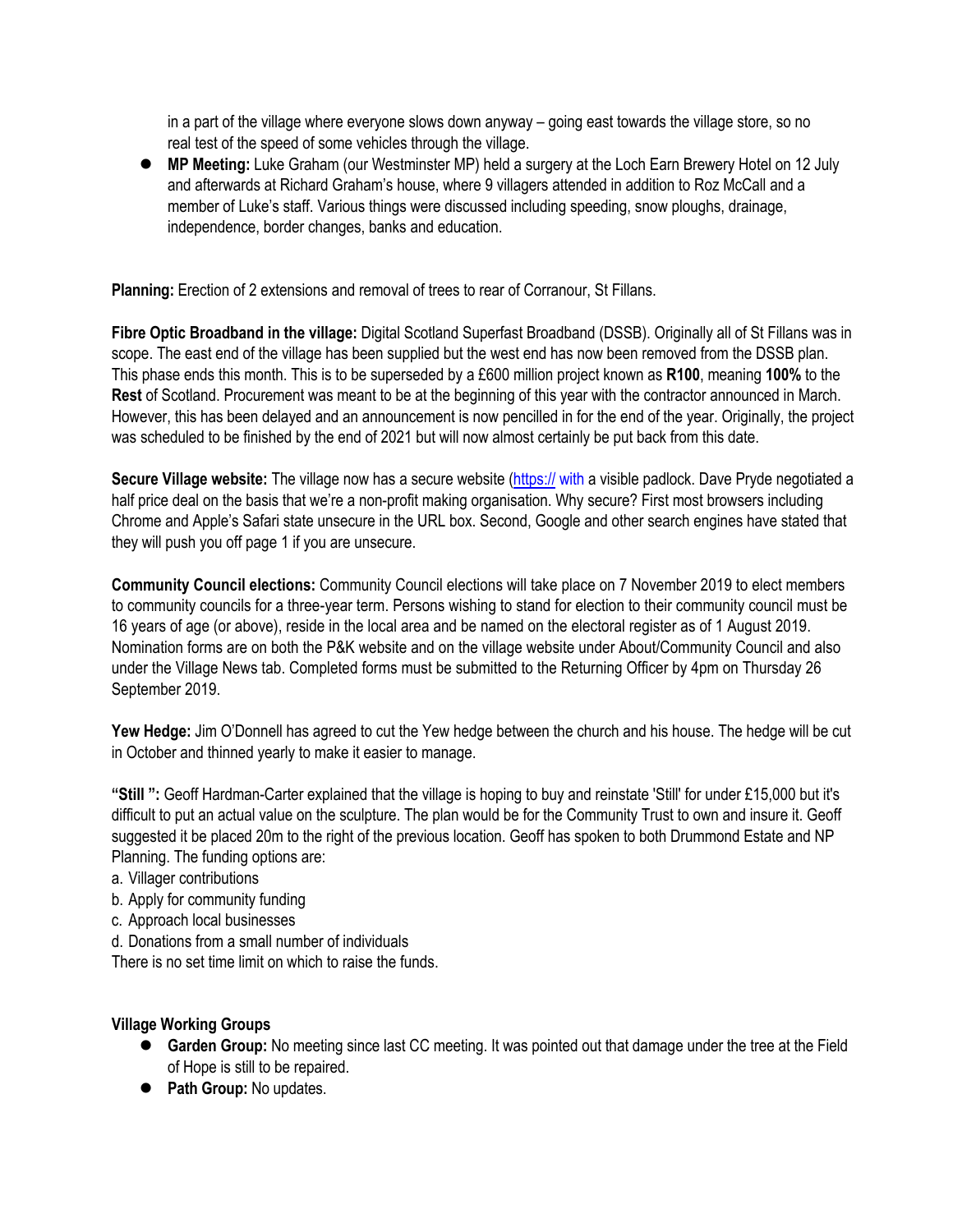in a part of the village where everyone slows down anyway – going east towards the village store, so no real test of the speed of some vehicles through the village.

- **MP Meeting:** Luke Graham (our Westminster MP) held a surgery at the Loch Earn Brewery Hotel on 12 July and afterwards at Richard Graham's house, where 9 villagers attended in addition to Roz McCall and a member of Luke's staff. Various things were discussed including speeding, snow ploughs, drainage, independence, border changes, banks and education.

**Planning:** Erection of 2 extensions and removal of trees to rear of Corranour, St Fillans.

**Fibre Optic Broadband in the village:** Digital Scotland Superfast Broadband (DSSB). Originally all of St Fillans was in scope. The east end of the village has been supplied but the west end has now been removed from the DSSB plan. This phase ends this month. This is to be superseded by a £600 million project known as **R100**, meaning **100%** to the **Rest** of Scotland. Procurement was meant to be at the beginning of this year with the contractor announced in March. However, this has been delayed and an announcement is now pencilled in for the end of the year. Originally, the project was scheduled to be finished by the end of 2021 but will now almost certainly be put back from this date.

**Secure Village website:** The village now has a secure website (https:// with a visible padlock. Dave Pryde negotiated a half price deal on the basis that we're a non-profit making organisation. Why secure? First most browsers including Chrome and Apple's Safari state unsecure in the URL box. Second, Google and other search engines have stated that they will push you off page 1 if you are unsecure.

**Community Council elections:** Community Council elections will take place on 7 November 2019 to elect members to community councils for a three-year term. Persons wishing to stand for election to their community council must be 16 years of age (or above), reside in the local area and be named on the electoral register as of 1 August 2019. Nomination forms are on both the P&K website and on the village website under About/Community Council and also under the Village News tab. Completed forms must be submitted to the Returning Officer by 4pm on Thursday 26 September 2019.

**Yew Hedge:** Jim O'Donnell has agreed to cut the Yew hedge between the church and his house. The hedge will be cut in October and thinned yearly to make it easier to manage.

**"Still ":** Geoff Hardman-Carter explained that the village is hoping to buy and reinstate 'Still' for under £15,000 but it's difficult to put an actual value on the sculpture. The plan would be for the Community Trust to own and insure it. Geoff suggested it be placed 20m to the right of the previous location. Geoff has spoken to both Drummond Estate and NP Planning. The funding options are:

a. Villager contributions
b. Apply for community funding
c. Approach local businesses
d. Donations from a small number of individuals

There is no set time limit on which to raise the funds.

**Village Working Groups**

- **Garden Group:** No meeting since last CC meeting. It was pointed out that damage under the tree at the Field of Hope is still to be repaired.
- **Path Group:** No updates.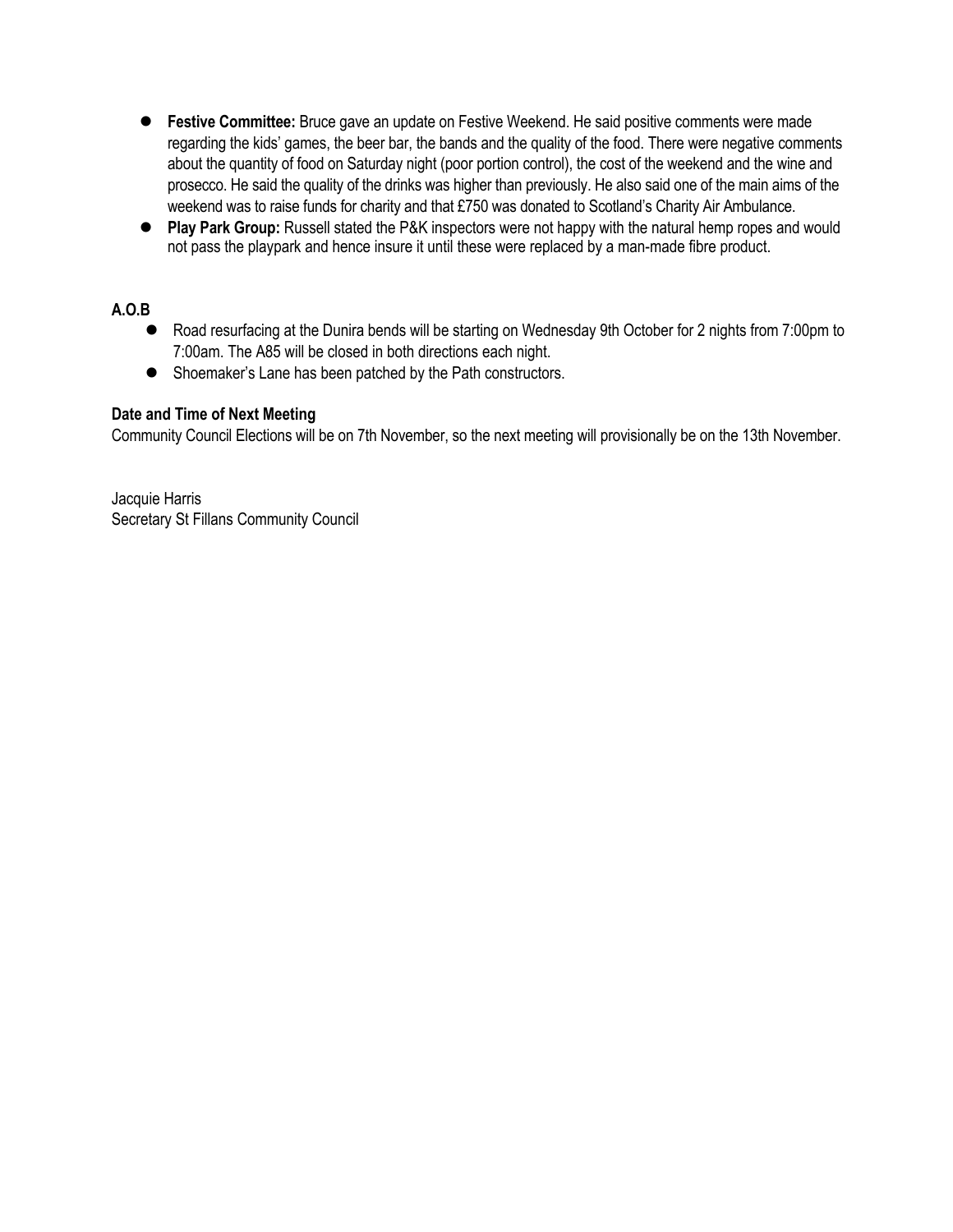- **Festive Committee:** Bruce gave an update on Festive Weekend. He said positive comments were made regarding the kids' games, the beer bar, the bands and the quality of the food. There were negative comments about the quantity of food on Saturday night (poor portion control), the cost of the weekend and the wine and prosecco. He said the quality of the drinks was higher than previously. He also said one of the main aims of the weekend was to raise funds for charity and that £750 was donated to Scotland's Charity Air Ambulance.
- **Play Park Group:** Russell stated the P&K inspectors were not happy with the natural hemp ropes and would not pass the playpark and hence insure it until these were replaced by a man-made fibre product.

**A.O.B**

- Road resurfacing at the Dunira bends will be starting on Wednesday 9th October for 2 nights from 7:00pm to 7:00am. The A85 will be closed in both directions each night.
- Shoemaker's Lane has been patched by the Path constructors.

**Date and Time of Next Meeting**

Community Council Elections will be on 7th November, so the next meeting will provisionally be on the 13th November.

Jacquie Harris
Secretary St Fillans Community Council